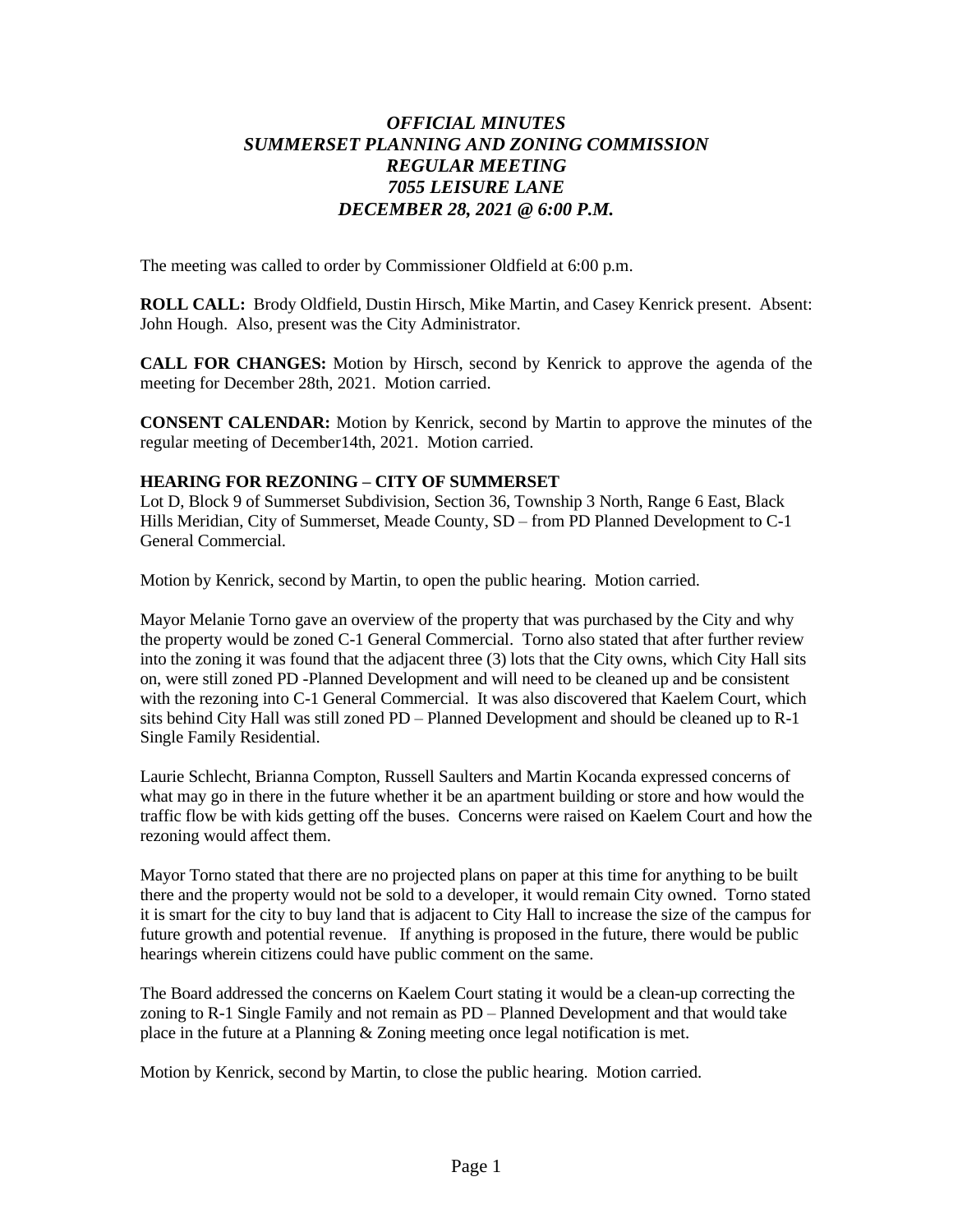# *OFFICIAL MINUTES*
# *SUMMERSET PLANNING AND ZONING COMMISSION*
# *REGULAR MEETING*
# *7055 LEISURE LANE*
# *DECEMBER 28, 2021 @ 6:00 P.M.*

The meeting was called to order by Commissioner Oldfield at 6:00 p.m.

**ROLL CALL:** Brody Oldfield, Dustin Hirsch, Mike Martin, and Casey Kenrick present. Absent: John Hough. Also, present was the City Administrator.

**CALL FOR CHANGES:** Motion by Hirsch, second by Kenrick to approve the agenda of the meeting for December 28th, 2021. Motion carried.

**CONSENT CALENDAR:** Motion by Kenrick, second by Martin to approve the minutes of the regular meeting of December14th, 2021. Motion carried.

**HEARING FOR REZONING – CITY OF SUMMERSET**

Lot D, Block 9 of Summerset Subdivision, Section 36, Township 3 North, Range 6 East, Black Hills Meridian, City of Summerset, Meade County, SD – from PD Planned Development to C-1 General Commercial.

Motion by Kenrick, second by Martin, to open the public hearing. Motion carried.

Mayor Melanie Torno gave an overview of the property that was purchased by the City and why the property would be zoned C-1 General Commercial. Torno also stated that after further review into the zoning it was found that the adjacent three (3) lots that the City owns, which City Hall sits on, were still zoned PD -Planned Development and will need to be cleaned up and be consistent with the rezoning into C-1 General Commercial. It was also discovered that Kaelem Court, which sits behind City Hall was still zoned PD – Planned Development and should be cleaned up to R-1 Single Family Residential.

Laurie Schlecht, Brianna Compton, Russell Saulters and Martin Kocanda expressed concerns of what may go in there in the future whether it be an apartment building or store and how would the traffic flow be with kids getting off the buses. Concerns were raised on Kaelem Court and how the rezoning would affect them.

Mayor Torno stated that there are no projected plans on paper at this time for anything to be built there and the property would not be sold to a developer, it would remain City owned. Torno stated it is smart for the city to buy land that is adjacent to City Hall to increase the size of the campus for future growth and potential revenue. If anything is proposed in the future, there would be public hearings wherein citizens could have public comment on the same.

The Board addressed the concerns on Kaelem Court stating it would be a clean-up correcting the zoning to R-1 Single Family and not remain as PD – Planned Development and that would take place in the future at a Planning & Zoning meeting once legal notification is met.

Motion by Kenrick, second by Martin, to close the public hearing. Motion carried.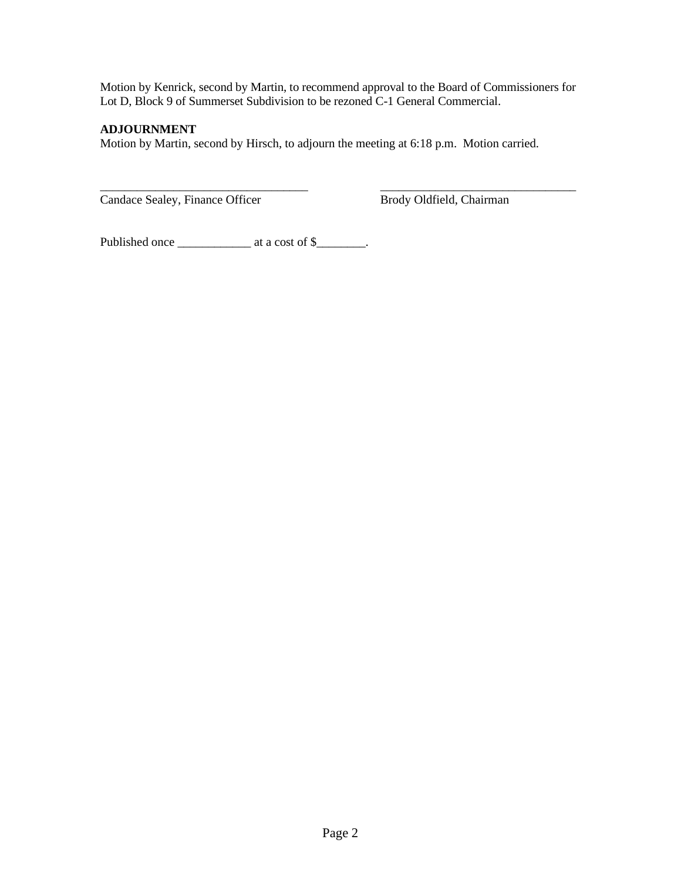Motion by Kenrick, second by Martin, to recommend approval to the Board of Commissioners for Lot D, Block 9 of Summerset Subdivision to be rezoned C-1 General Commercial.

**ADJOURNMENT**
Motion by Martin, second by Hirsch, to adjourn the meeting at 6:18 p.m. Motion carried.

___________________________________ ___________________________________
Candace Sealey, Finance Officer Brody Oldfield, Chairman

Published once ____________ at a cost of $________.